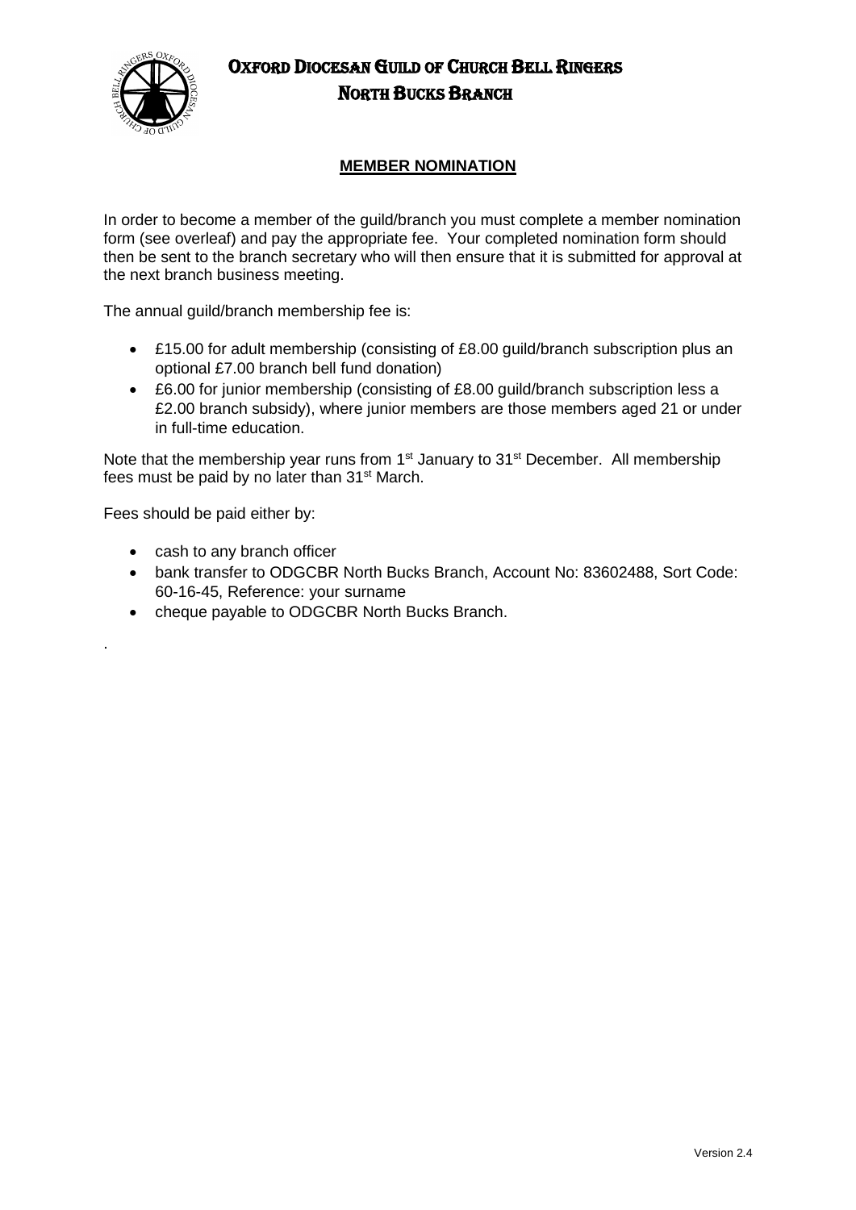# Oxford Diocesan Guild of Church Bell Ringers

## North Bucks Branch

**MEMBER NOMINATION**

In order to become a member of the guild/branch you must complete a member nomination form (see overleaf) and pay the appropriate fee. Your completed nomination form should then be sent to the branch secretary who will then ensure that it is submitted for approval at the next branch business meeting.

The annual guild/branch membership fee is:

- £15.00 for adult membership (consisting of £8.00 guild/branch subscription plus an optional £7.00 branch bell fund donation)
- £6.00 for junior membership (consisting of £8.00 guild/branch subscription less a £2.00 branch subsidy), where junior members are those members aged 21 or under in full-time education.

Note that the membership year runs from 1st January to 31st December. All membership fees must be paid by no later than 31st March.

Fees should be paid either by:

- cash to any branch officer
- bank transfer to ODGCBR North Bucks Branch, Account No: 83602488, Sort Code: 60-16-45, Reference: your surname
- cheque payable to ODGCBR North Bucks Branch.

.

Version 2.4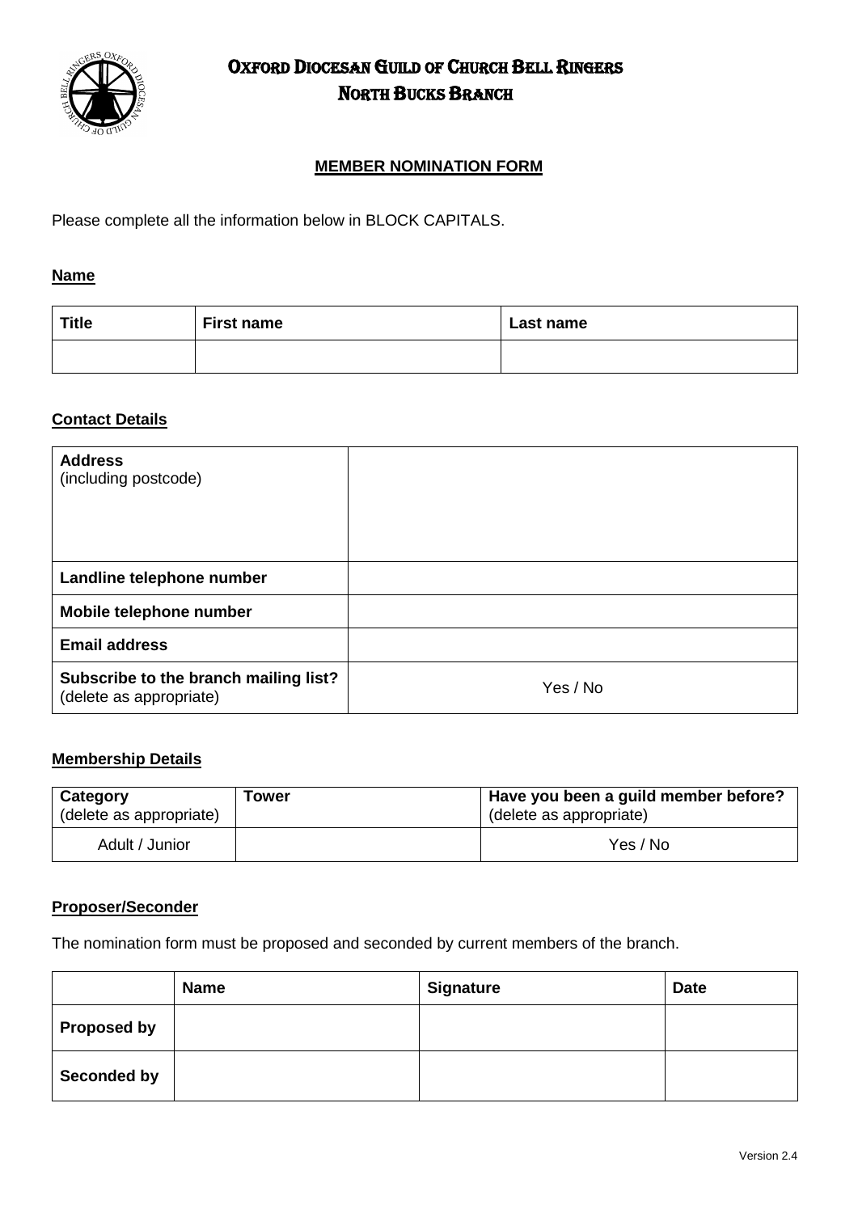# OXFORD DIOCESAN GUILD OF CHURCH BELL RINGERS

## NORTH BUCKS BRANCH

**MEMBER NOMINATION FORM**

Please complete all the information below in BLOCK CAPITALS.

**Name**

| **Title** | **First name** | **Last name** |
|---|---|---|
| | | |

**Contact Details**

| | |
|---|---|
| **Address** (including postcode) | |
| **Landline telephone number** | |
| **Mobile telephone number** | |
| **Email address** | |
| **Subscribe to the branch mailing list?** (delete as appropriate) | Yes / No |

**Membership Details**

| **Category** (delete as appropriate) | **Tower** | **Have you been a guild member before?** (delete as appropriate) |
|---|---|---|
| Adult / Junior | | Yes / No |

**Proposer/Seconder**

The nomination form must be proposed and seconded by current members of the branch.

| | **Name** | **Signature** | **Date** |
|---|---|---|---|
| **Proposed by** | | | |
| **Seconded by** | | | |

Version 2.4